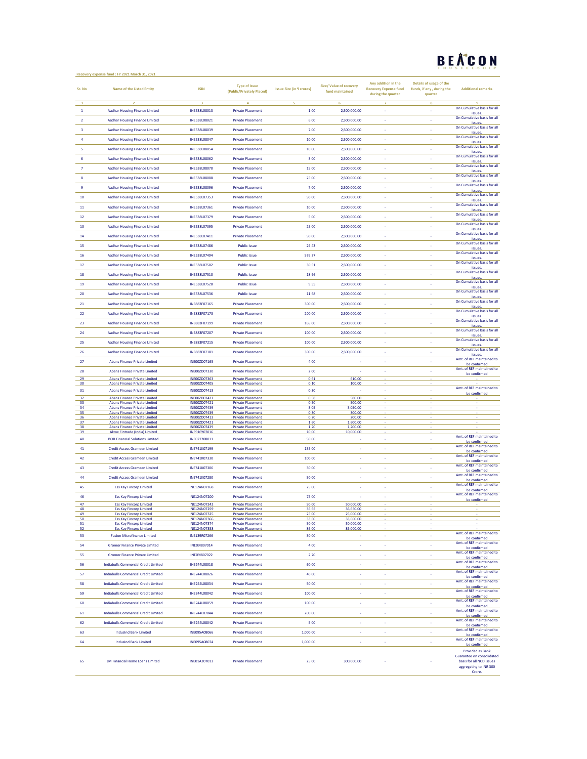BEACON TRUSTEESHIP

**Recovery expense fund : FY 2021 March 31, 2021**

| Sr. No | Name of the Listed Entity | ISIN | Type of Issue (Public/Privately Placed) | Issue Size (in ₹ crores) | Size/ Value of recovery fund maintained | Any addition in the Recovery Expense fund during the quarter | Details of usage of the funds, if any , during the quarter | Additional remarks |
|---|---|---|---|---|---|---|---|---|
| 1 | 2 | 3 | 4 | 5 | 6 | 7 | 8 | 9 |
| 1 | Aadhar Housing Finance Limited | INE538L08013 | Private Placement | 1.00 | 2,500,000.00 | - | - | On Cumulative basis for all issues. |
| 2 | Aadhar Housing Finance Limited | INE538L08021 | Private Placement | 6.00 | 2,500,000.00 | - | - | On Cumulative basis for all issues. |
| 3 | Aadhar Housing Finance Limited | INE538L08039 | Private Placement | 7.00 | 2,500,000.00 | - | - | On Cumulative basis for all issues. |
| 4 | Aadhar Housing Finance Limited | INE538L08047 | Private Placement | 10.00 | 2,500,000.00 | - | - | On Cumulative basis for all issues. |
| 5 | Aadhar Housing Finance Limited | INE538L08054 | Private Placement | 10.00 | 2,500,000.00 | - | - | On Cumulative basis for all issues. |
| 6 | Aadhar Housing Finance Limited | INE538L08062 | Private Placement | 3.00 | 2,500,000.00 | - | - | On Cumulative basis for all issues. |
| 7 | Aadhar Housing Finance Limited | INE538L08070 | Private Placement | 15.00 | 2,500,000.00 | - | - | On Cumulative basis for all issues. |
| 8 | Aadhar Housing Finance Limited | INE538L08088 | Private Placement | 25.00 | 2,500,000.00 | - | - | On Cumulative basis for all issues. |
| 9 | Aadhar Housing Finance Limited | INE538L08096 | Private Placement | 7.00 | 2,500,000.00 | - | - | On Cumulative basis for all issues. |
| 10 | Aadhar Housing Finance Limited | INE538L07353 | Private Placement | 50.00 | 2,500,000.00 | - | - | On Cumulative basis for all issues. |
| 11 | Aadhar Housing Finance Limited | INE538L07361 | Private Placement | 10.00 | 2,500,000.00 | - | - | On Cumulative basis for all issues. |
| 12 | Aadhar Housing Finance Limited | INE538L07379 | Private Placement | 5.00 | 2,500,000.00 | - | - | On Cumulative basis for all issues. |
| 13 | Aadhar Housing Finance Limited | INE538L07395 | Private Placement | 25.00 | 2,500,000.00 | - | - | On Cumulative basis for all issues. |
| 14 | Aadhar Housing Finance Limited | INE538L07411 | Private Placement | 50.00 | 2,500,000.00 | - | - | On Cumulative basis for all issues. |
| 15 | Aadhar Housing Finance Limited | INE538L07486 | Public Issue | 29.43 | 2,500,000.00 | - | - | On Cumulative basis for all issues. |
| 16 | Aadhar Housing Finance Limited | INE538L07494 | Public Issue | 576.27 | 2,500,000.00 | - | - | On Cumulative basis for all issues. |
| 17 | Aadhar Housing Finance Limited | INE538L07502 | Public Issue | 30.51 | 2,500,000.00 | - | - | On Cumulative basis for all issues. |
| 18 | Aadhar Housing Finance Limited | INE538L07510 | Public Issue | 18.96 | 2,500,000.00 | - | - | On Cumulative basis for all issues. |
| 19 | Aadhar Housing Finance Limited | INE538L07528 | Public Issue | 9.55 | 2,500,000.00 | - | - | On Cumulative basis for all issues. |
| 20 | Aadhar Housing Finance Limited | INE538L07536 | Public Issue | 11.68 | 2,500,000.00 | - | - | On Cumulative basis for all issues. |
| 21 | Aadhar Housing Finance Limited | INE883F07165 | Private Placement | 300.00 | 2,500,000.00 | - | - | On Cumulative basis for all issues. |
| 22 | Aadhar Housing Finance Limited | INE883F07173 | Private Placement | 200.00 | 2,500,000.00 | - | - | On Cumulative basis for all issues. |
| 23 | Aadhar Housing Finance Limited | INE883F07199 | Private Placement | 165.00 | 2,500,000.00 | - | - | On Cumulative basis for all issues. |
| 24 | Aadhar Housing Finance Limited | INE883F07207 | Private Placement | 100.00 | 2,500,000.00 | - | - | On Cumulative basis for all issues. |
| 25 | Aadhar Housing Finance Limited | INE883F07215 | Private Placement | 100.00 | 2,500,000.00 | - | - | On Cumulative basis for all issues. |
| 26 | Aadhar Housing Finance Limited | INE883F07181 | Private Placement | 300.00 | 2,500,000.00 | - | - | On Cumulative basis for all issues. |
| 27 | Abans Finance Private Limited | INE00ZD07165 | Private Placement | 4.00 | - | - | - | Amt. of REF maintained to be confirmed |
| 28 | Abans Finance Private Limited | INE00ZD07330 | Private Placement | 2.00 | - | - | - | Amt. of REF maintained to be confirmed |
| 29 | Abans Finance Private Limited | INE00ZD07363 | Private Placement | 0.61 | 610.00 | - | - | - |
| 30 | Abans Finance Private Limited | INE00ZD07405 | Private Placement | 0.10 | 100.00 | - | - | - |
| 31 | Abans Finance Private Limited | INE00ZD07413 | Private Placement | 0.30 | - | - | - | Amt. of REF maintained to be confirmed |
| 32 | Abans Finance Private Limited | INE00ZD07421 | Private Placement | 0.58 | 580.00 | - | - | - |
| 33 | Abans Finance Private Limited | INE00ZD07421 | Private Placement | 0.50 | 500.00 | - | - | - |
| 34 | Abans Finance Private Limited | INE00ZD07439 | Private Placement | 3.05 | 3,050.00 | - | - | - |
| 35 | Abans Finance Private Limited | INE00ZD07439 | Private Placement | 0.30 | 300.00 | - | - | - |
| 36 | Abans Finance Private Limited | INE00ZD07413 | Private Placement | 0.20 | 200.00 | - | - | - |
| 37 | Abans Finance Private Limited | INE00ZD07421 | Private Placement | 1.60 | 1,600.00 | - | - | - |
| 38 | Abans Finance Private Limited | INE00ZD07439 | Private Placement | 1.20 | 1,200.00 | - | - | - |
| 39 | Akme Fintrade (India) Limited | INE916Y07016 | Private Placement | 10.00 | 10,000.00 | - | - | - |
| 40 | BOB Financial Solutions Limited | INE027208011 | Private Placement | 50.00 | - | - | - | Amt. of REF maintained to be confirmed |
| 41 | Credit Access Grameen Limited | INE741K07199 | Private Placement | 135.00 | - | - | - | Amt. of REF maintained to be confirmed |
| 42 | Credit Access Grameen Limited | INE741K07330 | Private Placement | 100.00 | - | - | - | Amt. of REF maintained to be confirmed |
| 43 | Credit Access Grameen Limited | INE741K07306 | Private Placement | 30.00 | - | - | - | Amt. of REF maintained to be confirmed |
| 44 | Credit Access Grameen Limited | INE741K07280 | Private Placement | 50.00 | - | - | - | Amt. of REF maintained to be confirmed |
| 45 | Ess Kay Fincorp Limited | INE124N07168 | Private Placement | 75.00 | - | - | - | Amt. of REF maintained to be confirmed |
| 46 | Ess Kay Fincorp Limited | INE124N07200 | Private Placement | 75.00 | - | - | - | Amt. of REF maintained to be confirmed |
| 47 | Ess Kay Fincorp Limited | INE124N07242 | Private Placement | 50.00 | 50,000.00 | - | - | - |
| 48 | Ess Kay Fincorp Limited | INE124N07259 | Private Placement | 36.65 | 36,650.00 | - | - | - |
| 49 | Ess Kay Fincorp Limited | INE124N07325 | Private Placement | 25.00 | 25,000.00 | - | - | - |
| 50 | Ess Kay Fincorp Limited | INE124N07366 | Private Placement | 33.60 | 33,600.00 | - | - | - |
| 51 | Ess Kay Fincorp Limited | INE124N07374 | Private Placement | 50.00 | 50,000.00 | - | - | - |
| 52 | Ess Kay Fincorp Limited | INE124N07358 | Private Placement | 86.00 | 86,000.00 | - | - | - |
| 53 | Fusion Microfinance Limited | INE139R07266 | Private Placement | 30.00 | - | - | - | Amt. of REF maintained to be confirmed |
| 54 | Gromor Finance Private Limited | INE09I807014 | Private Placement | 4.00 | - | - | - | Amt. of REF maintained to be confirmed |
| 55 | Gromor Finance Private Limited | INE09I807022 | Private Placement | 2.70 | - | - | - | Amt. of REF maintained to be confirmed |
| 56 | Indiabulls Commercial Credit Limited | INE244L08018 | Private Placement | 60.00 | - | - | - | Amt. of REF maintained to be confirmed |
| 57 | Indiabulls Commercial Credit Limited | INE244L08026 | Private Placement | 40.00 | - | - | - | Amt. of REF maintained to be confirmed |
| 58 | Indiabulls Commercial Credit Limited | INE244L08034 | Private Placement | 50.00 | - | - | - | Amt. of REF maintained to be confirmed |
| 59 | Indiabulls Commercial Credit Limited | INE244L08042 | Private Placement | 100.00 | - | - | - | Amt. of REF maintained to be confirmed |
| 60 | Indiabulls Commercial Credit Limited | INE244L08059 | Private Placement | 100.00 | - | - | - | Amt. of REF maintained to be confirmed |
| 61 | Indiabulls Commercial Credit Limited | INE244L07044 | Private Placement | 200.00 | - | - | - | Amt. of REF maintained to be confirmed |
| 62 | Indiabulls Commercial Credit Limited | INE244L08042 | Private Placement | 5.00 | - | - | - | Amt. of REF maintained to be confirmed |
| 63 | IndusInd Bank Limited | INE095A08066 | Private Placement | 1,000.00 | - | - | - | Amt. of REF maintained to be confirmed |
| 64 | IndusInd Bank Limited | INE095A08074 | Private Placement | 1,000.00 | - | - | - | Amt. of REF maintained to be confirmed |
| 65 | JM Financial Home Loans Limited | INE01A207013 | Private Placement | 25.00 | 300,000.00 | - | - | Provided as Bank Guarantee on consolidated basis for all NCD issues aggregating to INR 300 Crore. |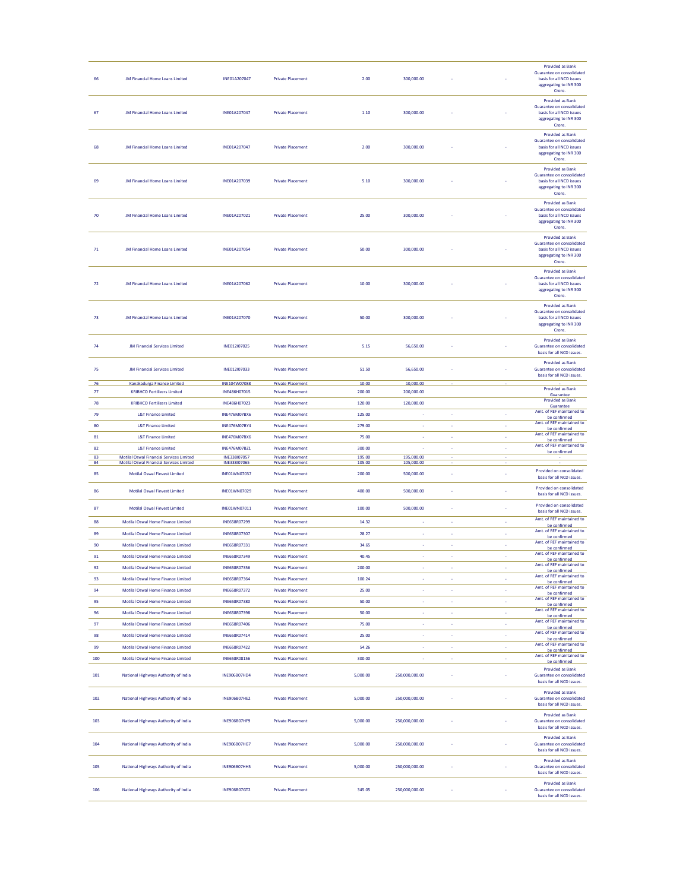| | | | | | | | | |
|---|---|---|---|---|---|---|---|---|
| 66 | JM Financial Home Loans Limited | INE01A207047 | Private Placement | 2.00 | 300,000.00 | - | - | Provided as Bank Guarantee on consolidated basis for all NCD issues aggregating to INR 300 Crore. |
| 67 | JM Financial Home Loans Limited | INE01A207047 | Private Placement | 1.10 | 300,000.00 | - | - | Provided as Bank Guarantee on consolidated basis for all NCD issues aggregating to INR 300 Crore. |
| 68 | JM Financial Home Loans Limited | INE01A207047 | Private Placement | 2.00 | 300,000.00 | - | - | Provided as Bank Guarantee on consolidated basis for all NCD issues aggregating to INR 300 Crore. |
| 69 | JM Financial Home Loans Limited | INE01A207039 | Private Placement | 5.10 | 300,000.00 | - | - | Provided as Bank Guarantee on consolidated basis for all NCD issues aggregating to INR 300 Crore. |
| 70 | JM Financial Home Loans Limited | INE01A207021 | Private Placement | 25.00 | 300,000.00 | - | - | Provided as Bank Guarantee on consolidated basis for all NCD issues aggregating to INR 300 Crore. |
| 71 | JM Financial Home Loans Limited | INE01A207054 | Private Placement | 50.00 | 300,000.00 | - | - | Provided as Bank Guarantee on consolidated basis for all NCD issues aggregating to INR 300 Crore. |
| 72 | JM Financial Home Loans Limited | INE01A207062 | Private Placement | 10.00 | 300,000.00 | - | - | Provided as Bank Guarantee on consolidated basis for all NCD issues aggregating to INR 300 Crore. |
| 73 | JM Financial Home Loans Limited | INE01A207070 | Private Placement | 50.00 | 300,000.00 | - | - | Provided as Bank Guarantee on consolidated basis for all NCD issues aggregating to INR 300 Crore. |
| 74 | JM Financial Services Limited | INE012I07025 | Private Placement | 5.15 | 56,650.00 | - | - | Provided as Bank Guarantee on consolidated basis for all NCD issues. |
| 75 | JM Financial Services Limited | INE012I07033 | Private Placement | 51.50 | 56,650.00 | - | - | Provided as Bank Guarantee on consolidated basis for all NCD issues. |
| 76 | Kanakadurga Finance Limited | INE104W07088 | Private Placement | 10.00 | 10,000.00 | - | - | - |
| 77 | KRIBHCO Fertilizers Limited | INE486H07015 | Private Placement | 200.00 | 200,000.00 | | | Provided as Bank Guarantee |
| 78 | KRIBHCO Fertilizers Limited | INE486H07023 | Private Placement | 120.00 | 120,000.00 | | | Provided as Bank Guarantee |
| 79 | L&T Finance Limited | INE476M07BX6 | Private Placement | 125.00 | - | - | - | Amt. of REF maintained to be confirmed |
| 80 | L&T Finance Limited | INE476M07BY4 | Private Placement | 279.00 | - | - | - | Amt. of REF maintained to be confirmed |
| 81 | L&T Finance Limited | INE476M07BX6 | Private Placement | 75.00 | - | - | - | Amt. of REF maintained to be confirmed |
| 82 | L&T Finance Limited | INE476M07BZ1 | Private Placement | 300.00 | - | - | - | Amt. of REF maintained to be confirmed |
| 83 | Motilal Oswal Financial Services Limited | INE338I07057 | Private Placement | 195.00 | 195,000.00 | - | - | - |
| 84 | Motilal Oswal Financial Services Limited | INE338I07065 | Private Placement | 105.00 | 105,000.00 | - | - | - |
| 85 | Motilal Oswal Finvest Limited | INE01WN07037 | Private Placement | 200.00 | 500,000.00 | - | - | Provided on consolidated basis for all NCD issues. |
| 86 | Motilal Oswal Finvest Limited | INE01WN07029 | Private Placement | 400.00 | 500,000.00 | - | - | Provided on consolidated basis for all NCD issues. |
| 87 | Motilal Oswal Finvest Limited | INE01WN07011 | Private Placement | 100.00 | 500,000.00 | - | - | Provided on consolidated basis for all NCD issues. |
| 88 | Motilal Oswal Home Finance Limited | INE658R07299 | Private Placement | 14.32 | - | - | - | Amt. of REF maintained to be confirmed |
| 89 | Motilal Oswal Home Finance Limited | INE658R07307 | Private Placement | 28.27 | - | - | - | Amt. of REF maintained to be confirmed |
| 90 | Motilal Oswal Home Finance Limited | INE658R07331 | Private Placement | 34.65 | - | - | - | Amt. of REF maintained to be confirmed |
| 91 | Motilal Oswal Home Finance Limited | INE658R07349 | Private Placement | 40.45 | - | - | - | Amt. of REF maintained to be confirmed |
| 92 | Motilal Oswal Home Finance Limited | INE658R07356 | Private Placement | 200.00 | - | - | - | Amt. of REF maintained to be confirmed |
| 93 | Motilal Oswal Home Finance Limited | INE658R07364 | Private Placement | 100.24 | - | - | - | Amt. of REF maintained to be confirmed |
| 94 | Motilal Oswal Home Finance Limited | INE658R07372 | Private Placement | 25.00 | - | - | - | Amt. of REF maintained to be confirmed |
| 95 | Motilal Oswal Home Finance Limited | INE658R07380 | Private Placement | 50.00 | - | - | - | Amt. of REF maintained to be confirmed |
| 96 | Motilal Oswal Home Finance Limited | INE658R07398 | Private Placement | 50.00 | - | - | - | Amt. of REF maintained to be confirmed |
| 97 | Motilal Oswal Home Finance Limited | INE658R07406 | Private Placement | 75.00 | - | - | - | Amt. of REF maintained to be confirmed |
| 98 | Motilal Oswal Home Finance Limited | INE658R07414 | Private Placement | 25.00 | - | - | - | Amt. of REF maintained to be confirmed |
| 99 | Motilal Oswal Home Finance Limited | INE658R07422 | Private Placement | 54.26 | - | - | - | Amt. of REF maintained to be confirmed |
| 100 | Motilal Oswal Home Finance Limited | INE658R08156 | Private Placement | 300.00 | - | - | - | Amt. of REF maintained to be confirmed |
| 101 | National Highways Authority of India | INE906B07HD4 | Private Placement | 5,000.00 | 250,000,000.00 | - | - | Provided as Bank Guarantee on consolidated basis for all NCD issues. |
| 102 | National Highways Authority of India | INE906B07HE2 | Private Placement | 5,000.00 | 250,000,000.00 | - | - | Provided as Bank Guarantee on consolidated basis for all NCD issues. |
| 103 | National Highways Authority of India | INE906B07HF9 | Private Placement | 5,000.00 | 250,000,000.00 | - | - | Provided as Bank Guarantee on consolidated basis for all NCD issues. |
| 104 | National Highways Authority of India | INE906B07HG7 | Private Placement | 5,000.00 | 250,000,000.00 | - | - | Provided as Bank Guarantee on consolidated basis for all NCD issues. |
| 105 | National Highways Authority of India | INE906B07HH5 | Private Placement | 5,000.00 | 250,000,000.00 | - | - | Provided as Bank Guarantee on consolidated basis for all NCD issues. |
| 106 | National Highways Authority of India | INE906B07GT2 | Private Placement | 345.05 | 250,000,000.00 | - | - | Provided as Bank Guarantee on consolidated basis for all NCD issues. |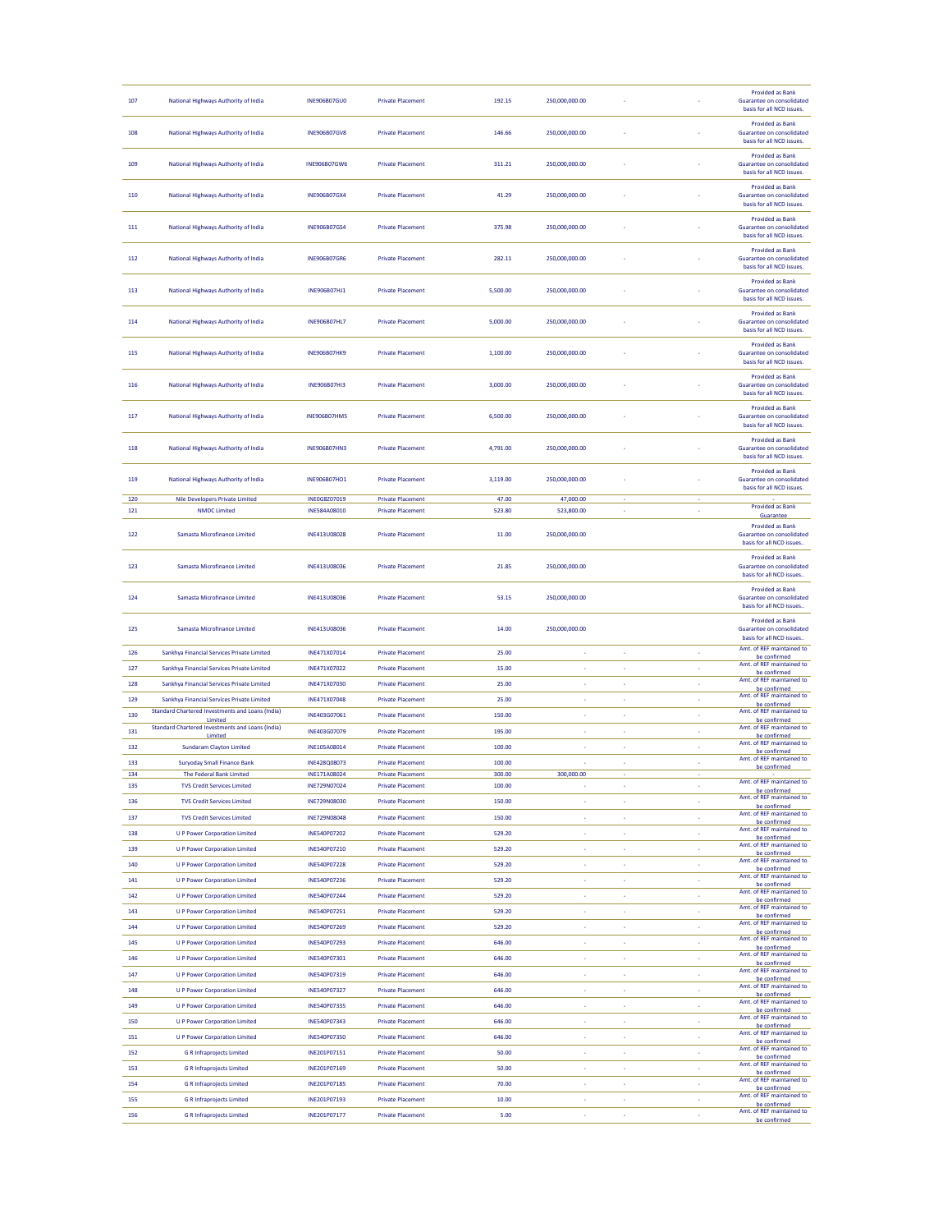| 107 | National Highways Authority of India | INE906B07GU0 | Private Placement | 192.15 | 250,000,000.00 | - | - | Provided as Bank Guarantee on consolidated basis for all NCD issues. |
|---|---|---|---|---|---|---|---|---|
| 108 | National Highways Authority of India | INE906B07GV8 | Private Placement | 146.66 | 250,000,000.00 | - | - | Provided as Bank Guarantee on consolidated basis for all NCD issues. |
| 109 | National Highways Authority of India | INE906B07GW6 | Private Placement | 311.21 | 250,000,000.00 | - | - | Provided as Bank Guarantee on consolidated basis for all NCD issues. |
| 110 | National Highways Authority of India | INE906B07GX4 | Private Placement | 41.29 | 250,000,000.00 | - | - | Provided as Bank Guarantee on consolidated basis for all NCD issues. |
| 111 | National Highways Authority of India | INE906B07GS4 | Private Placement | 375.98 | 250,000,000.00 | - | - | Provided as Bank Guarantee on consolidated basis for all NCD issues. |
| 112 | National Highways Authority of India | INE906B07GR6 | Private Placement | 282.11 | 250,000,000.00 | - | - | Provided as Bank Guarantee on consolidated basis for all NCD issues. |
| 113 | National Highways Authority of India | INE906B07HJ1 | Private Placement | 5,500.00 | 250,000,000.00 | - | - | Provided as Bank Guarantee on consolidated basis for all NCD issues. |
| 114 | National Highways Authority of India | INE906B07HL7 | Private Placement | 5,000.00 | 250,000,000.00 | - | - | Provided as Bank Guarantee on consolidated basis for all NCD issues. |
| 115 | National Highways Authority of India | INE906B07HK9 | Private Placement | 1,100.00 | 250,000,000.00 | - | - | Provided as Bank Guarantee on consolidated basis for all NCD issues. |
| 116 | National Highways Authority of India | INE906B07HI3 | Private Placement | 3,000.00 | 250,000,000.00 | - | - | Provided as Bank Guarantee on consolidated basis for all NCD issues. |
| 117 | National Highways Authority of India | INE906B07HM5 | Private Placement | 6,500.00 | 250,000,000.00 | - | - | Provided as Bank Guarantee on consolidated basis for all NCD issues. |
| 118 | National Highways Authority of India | INE906B07HN3 | Private Placement | 4,791.00 | 250,000,000.00 | - | - | Provided as Bank Guarantee on consolidated basis for all NCD issues. |
| 119 | National Highways Authority of India | INE906B07HO1 | Private Placement | 3,119.00 | 250,000,000.00 | - | - | Provided as Bank Guarantee on consolidated basis for all NCD issues. |
| 120 | Nile Developers Private Limited | INE0G8Z07019 | Private Placement | 47.00 | 47,000.00 | - | - | - |
| 121 | NMDC Limited | INE584A08010 | Private Placement | 523.80 | 523,800.00 | - | - | Provided as Bank Guarantee |
| 122 | Samasta Microfinance Limited | INE413U08028 | Private Placement | 11.00 | 250,000,000.00 | | | Provided as Bank Guarantee on consolidated basis for all NCD issues.. |
| 123 | Samasta Microfinance Limited | INE413U08036 | Private Placement | 21.85 | 250,000,000.00 | | | Provided as Bank Guarantee on consolidated basis for all NCD issues.. |
| 124 | Samasta Microfinance Limited | INE413U08036 | Private Placement | 53.15 | 250,000,000.00 | | | Provided as Bank Guarantee on consolidated basis for all NCD issues.. |
| 125 | Samasta Microfinance Limited | INE413U08036 | Private Placement | 14.00 | 250,000,000.00 | | | Provided as Bank Guarantee on consolidated basis for all NCD issues.. |
| 126 | Sankhya Financial Services Private Limited | INE471X07014 | Private Placement | 25.00 | - | - | - | Amt. of REF maintained to be confirmed |
| 127 | Sankhya Financial Services Private Limited | INE471X07022 | Private Placement | 15.00 | - | - | - | Amt. of REF maintained to be confirmed |
| 128 | Sankhya Financial Services Private Limited | INE471X07030 | Private Placement | 25.00 | - | - | - | Amt. of REF maintained to be confirmed |
| 129 | Sankhya Financial Services Private Limited | INE471X07048 | Private Placement | 25.00 | - | - | - | Amt. of REF maintained to be confirmed |
| 130 | Standard Chartered Investments and Loans (India) Limited | INE403G07061 | Private Placement | 150.00 | - | - | - | Amt. of REF maintained to be confirmed |
| 131 | Standard Chartered Investments and Loans (India) Limited | INE403G07079 | Private Placement | 195.00 | - | - | - | Amt. of REF maintained to be confirmed |
| 132 | Sundaram Clayton Limited | INE105A08014 | Private Placement | 100.00 | - | - | - | Amt. of REF maintained to be confirmed |
| 133 | Suryoday Small Finance Bank | INE428Q08073 | Private Placement | 100.00 | - | - | - | Amt. of REF maintained to be confirmed |
| 134 | The Federal Bank Limited | INE171A08024 | Private Placement | 300.00 | 300,000.00 | - | - | - |
| 135 | TVS Credit Services Limited | INE729N07024 | Private Placement | 100.00 | - | - | - | Amt. of REF maintained to be confirmed |
| 136 | TVS Credit Services Limited | INE729N08030 | Private Placement | 150.00 | - | - | - | Amt. of REF maintained to be confirmed |
| 137 | TVS Credit Services Limited | INE729N08048 | Private Placement | 150.00 | - | - | - | Amt. of REF maintained to be confirmed |
| 138 | U P Power Corporation Limited | INE540P07202 | Private Placement | 529.20 | - | - | - | Amt. of REF maintained to be confirmed |
| 139 | U P Power Corporation Limited | INE540P07210 | Private Placement | 529.20 | - | - | - | Amt. of REF maintained to be confirmed |
| 140 | U P Power Corporation Limited | INE540P07228 | Private Placement | 529.20 | - | - | - | Amt. of REF maintained to be confirmed |
| 141 | U P Power Corporation Limited | INE540P07236 | Private Placement | 529.20 | - | - | - | Amt. of REF maintained to be confirmed |
| 142 | U P Power Corporation Limited | INE540P07244 | Private Placement | 529.20 | - | - | - | Amt. of REF maintained to be confirmed |
| 143 | U P Power Corporation Limited | INE540P07251 | Private Placement | 529.20 | - | - | - | Amt. of REF maintained to be confirmed |
| 144 | U P Power Corporation Limited | INE540P07269 | Private Placement | 529.20 | - | - | - | Amt. of REF maintained to be confirmed |
| 145 | U P Power Corporation Limited | INE540P07293 | Private Placement | 646.00 | - | - | - | Amt. of REF maintained to be confirmed |
| 146 | U P Power Corporation Limited | INE540P07301 | Private Placement | 646.00 | - | - | - | Amt. of REF maintained to be confirmed |
| 147 | U P Power Corporation Limited | INE540P07319 | Private Placement | 646.00 | - | - | - | Amt. of REF maintained to be confirmed |
| 148 | U P Power Corporation Limited | INE540P07327 | Private Placement | 646.00 | - | - | - | Amt. of REF maintained to be confirmed |
| 149 | U P Power Corporation Limited | INE540P07335 | Private Placement | 646.00 | - | - | - | Amt. of REF maintained to be confirmed |
| 150 | U P Power Corporation Limited | INE540P07343 | Private Placement | 646.00 | - | - | - | Amt. of REF maintained to be confirmed |
| 151 | U P Power Corporation Limited | INE540P07350 | Private Placement | 646.00 | - | - | - | Amt. of REF maintained to be confirmed |
| 152 | G R Infraprojects Limited | INE201P07151 | Private Placement | 50.00 | - | - | - | Amt. of REF maintained to be confirmed |
| 153 | G R Infraprojects Limited | INE201P07169 | Private Placement | 50.00 | - | - | - | Amt. of REF maintained to be confirmed |
| 154 | G R Infraprojects Limited | INE201P07185 | Private Placement | 70.00 | - | - | - | Amt. of REF maintained to be confirmed |
| 155 | G R Infraprojects Limited | INE201P07193 | Private Placement | 10.00 | - | - | - | Amt. of REF maintained to be confirmed |
| 156 | G R Infraprojects Limited | INE201P07177 | Private Placement | 5.00 | - | - | - | Amt. of REF maintained to be confirmed |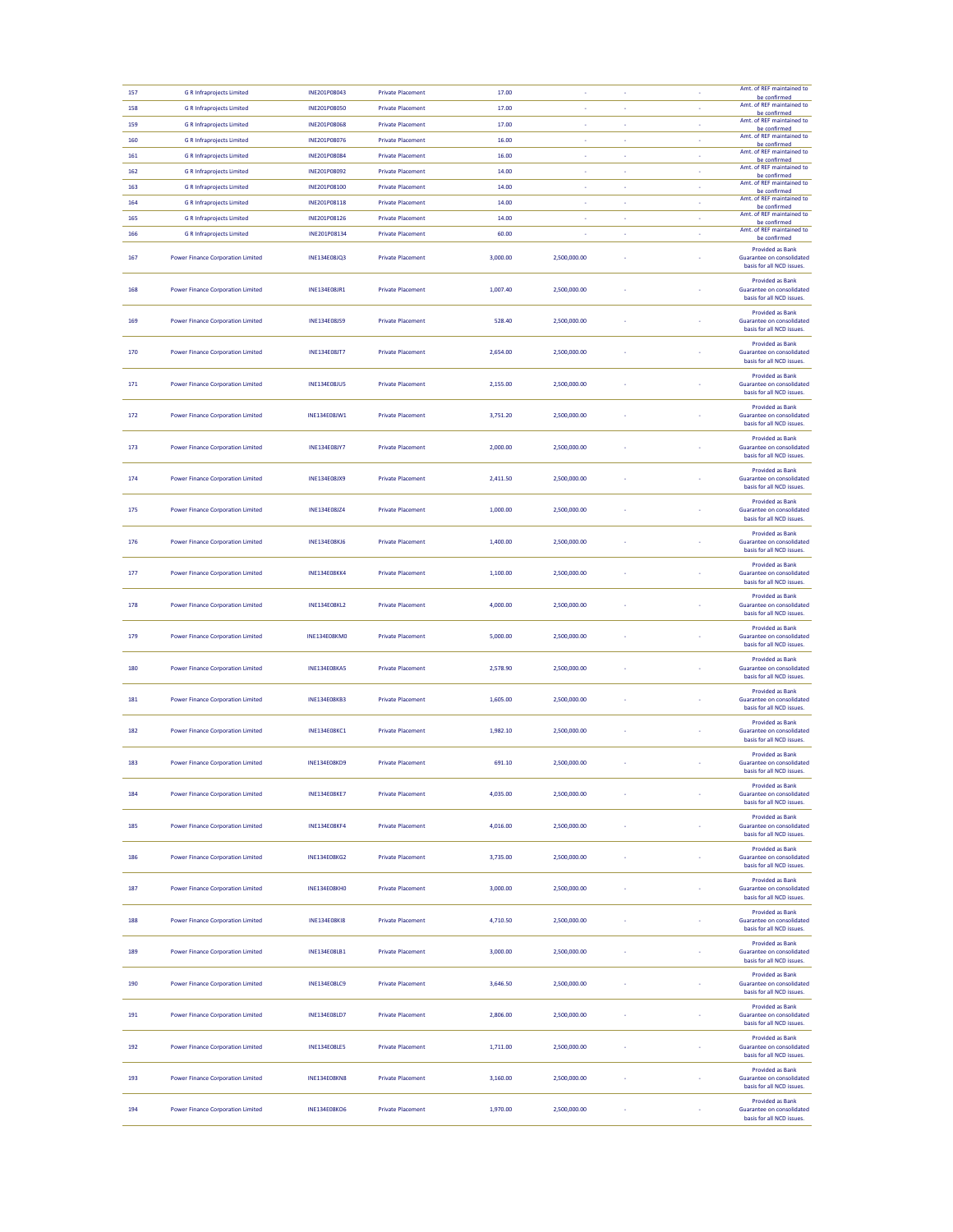| | | | | | | | | |
|---|---|---|---|---|---|---|---|---|
| 157 | G R Infraprojects Limited | INE201P08043 | Private Placement | 17.00 | - | - | - | Amt. of REF maintained to be confirmed |
| 158 | G R Infraprojects Limited | INE201P08050 | Private Placement | 17.00 | - | - | - | Amt. of REF maintained to be confirmed |
| 159 | G R Infraprojects Limited | INE201P08068 | Private Placement | 17.00 | - | - | - | Amt. of REF maintained to be confirmed |
| 160 | G R Infraprojects Limited | INE201P08076 | Private Placement | 16.00 | - | - | - | Amt. of REF maintained to be confirmed |
| 161 | G R Infraprojects Limited | INE201P08084 | Private Placement | 16.00 | - | - | - | Amt. of REF maintained to be confirmed |
| 162 | G R Infraprojects Limited | INE201P08092 | Private Placement | 14.00 | - | - | - | Amt. of REF maintained to be confirmed |
| 163 | G R Infraprojects Limited | INE201P08100 | Private Placement | 14.00 | - | - | - | Amt. of REF maintained to be confirmed |
| 164 | G R Infraprojects Limited | INE201P08118 | Private Placement | 14.00 | - | - | - | Amt. of REF maintained to be confirmed |
| 165 | G R Infraprojects Limited | INE201P08126 | Private Placement | 14.00 | - | - | - | Amt. of REF maintained to be confirmed |
| 166 | G R Infraprojects Limited | INE201P08134 | Private Placement | 60.00 | - | - | - | Amt. of REF maintained to be confirmed |
| 167 | Power Finance Corporation Limited | INE134E08JQ3 | Private Placement | 3,000.00 | 2,500,000.00 | - | - | Provided as Bank Guarantee on consolidated basis for all NCD issues. |
| 168 | Power Finance Corporation Limited | INE134E08JR1 | Private Placement | 1,007.40 | 2,500,000.00 | - | - | Provided as Bank Guarantee on consolidated basis for all NCD issues. |
| 169 | Power Finance Corporation Limited | INE134E08JS9 | Private Placement | 528.40 | 2,500,000.00 | - | - | Provided as Bank Guarantee on consolidated basis for all NCD issues. |
| 170 | Power Finance Corporation Limited | INE134E08JT7 | Private Placement | 2,654.00 | 2,500,000.00 | - | - | Provided as Bank Guarantee on consolidated basis for all NCD issues. |
| 171 | Power Finance Corporation Limited | INE134E08JU5 | Private Placement | 2,155.00 | 2,500,000.00 | - | - | Provided as Bank Guarantee on consolidated basis for all NCD issues. |
| 172 | Power Finance Corporation Limited | INE134E08JW1 | Private Placement | 3,751.20 | 2,500,000.00 | - | - | Provided as Bank Guarantee on consolidated basis for all NCD issues. |
| 173 | Power Finance Corporation Limited | INE134E08JY7 | Private Placement | 2,000.00 | 2,500,000.00 | - | - | Provided as Bank Guarantee on consolidated basis for all NCD issues. |
| 174 | Power Finance Corporation Limited | INE134E08JX9 | Private Placement | 2,411.50 | 2,500,000.00 | - | - | Provided as Bank Guarantee on consolidated basis for all NCD issues. |
| 175 | Power Finance Corporation Limited | INE134E08JZ4 | Private Placement | 1,000.00 | 2,500,000.00 | - | - | Provided as Bank Guarantee on consolidated basis for all NCD issues. |
| 176 | Power Finance Corporation Limited | INE134E08KJ6 | Private Placement | 1,400.00 | 2,500,000.00 | - | - | Provided as Bank Guarantee on consolidated basis for all NCD issues. |
| 177 | Power Finance Corporation Limited | INE134E08KK4 | Private Placement | 1,100.00 | 2,500,000.00 | - | - | Provided as Bank Guarantee on consolidated basis for all NCD issues. |
| 178 | Power Finance Corporation Limited | INE134E08KL2 | Private Placement | 4,000.00 | 2,500,000.00 | - | - | Provided as Bank Guarantee on consolidated basis for all NCD issues. |
| 179 | Power Finance Corporation Limited | INE134E08KM0 | Private Placement | 5,000.00 | 2,500,000.00 | - | - | Provided as Bank Guarantee on consolidated basis for all NCD issues. |
| 180 | Power Finance Corporation Limited | INE134E08KA5 | Private Placement | 2,578.90 | 2,500,000.00 | - | - | Provided as Bank Guarantee on consolidated basis for all NCD issues. |
| 181 | Power Finance Corporation Limited | INE134E08KB3 | Private Placement | 1,605.00 | 2,500,000.00 | - | - | Provided as Bank Guarantee on consolidated basis for all NCD issues. |
| 182 | Power Finance Corporation Limited | INE134E08KC1 | Private Placement | 1,982.10 | 2,500,000.00 | - | - | Provided as Bank Guarantee on consolidated basis for all NCD issues. |
| 183 | Power Finance Corporation Limited | INE134E08KD9 | Private Placement | 691.10 | 2,500,000.00 | - | - | Provided as Bank Guarantee on consolidated basis for all NCD issues. |
| 184 | Power Finance Corporation Limited | INE134E08KE7 | Private Placement | 4,035.00 | 2,500,000.00 | - | - | Provided as Bank Guarantee on consolidated basis for all NCD issues. |
| 185 | Power Finance Corporation Limited | INE134E08KF4 | Private Placement | 4,016.00 | 2,500,000.00 | - | - | Provided as Bank Guarantee on consolidated basis for all NCD issues. |
| 186 | Power Finance Corporation Limited | INE134E08KG2 | Private Placement | 3,735.00 | 2,500,000.00 | - | - | Provided as Bank Guarantee on consolidated basis for all NCD issues. |
| 187 | Power Finance Corporation Limited | INE134E08KH0 | Private Placement | 3,000.00 | 2,500,000.00 | - | - | Provided as Bank Guarantee on consolidated basis for all NCD issues. |
| 188 | Power Finance Corporation Limited | INE134E08KI8 | Private Placement | 4,710.50 | 2,500,000.00 | - | - | Provided as Bank Guarantee on consolidated basis for all NCD issues. |
| 189 | Power Finance Corporation Limited | INE134E08LB1 | Private Placement | 3,000.00 | 2,500,000.00 | - | - | Provided as Bank Guarantee on consolidated basis for all NCD issues. |
| 190 | Power Finance Corporation Limited | INE134E08LC9 | Private Placement | 3,646.50 | 2,500,000.00 | - | - | Provided as Bank Guarantee on consolidated basis for all NCD issues. |
| 191 | Power Finance Corporation Limited | INE134E08LD7 | Private Placement | 2,806.00 | 2,500,000.00 | - | - | Provided as Bank Guarantee on consolidated basis for all NCD issues. |
| 192 | Power Finance Corporation Limited | INE134E08LE5 | Private Placement | 1,711.00 | 2,500,000.00 | - | - | Provided as Bank Guarantee on consolidated basis for all NCD issues. |
| 193 | Power Finance Corporation Limited | INE134E08KN8 | Private Placement | 3,160.00 | 2,500,000.00 | - | - | Provided as Bank Guarantee on consolidated basis for all NCD issues. |
| 194 | Power Finance Corporation Limited | INE134E08KO6 | Private Placement | 1,970.00 | 2,500,000.00 | - | - | Provided as Bank Guarantee on consolidated basis for all NCD issues. |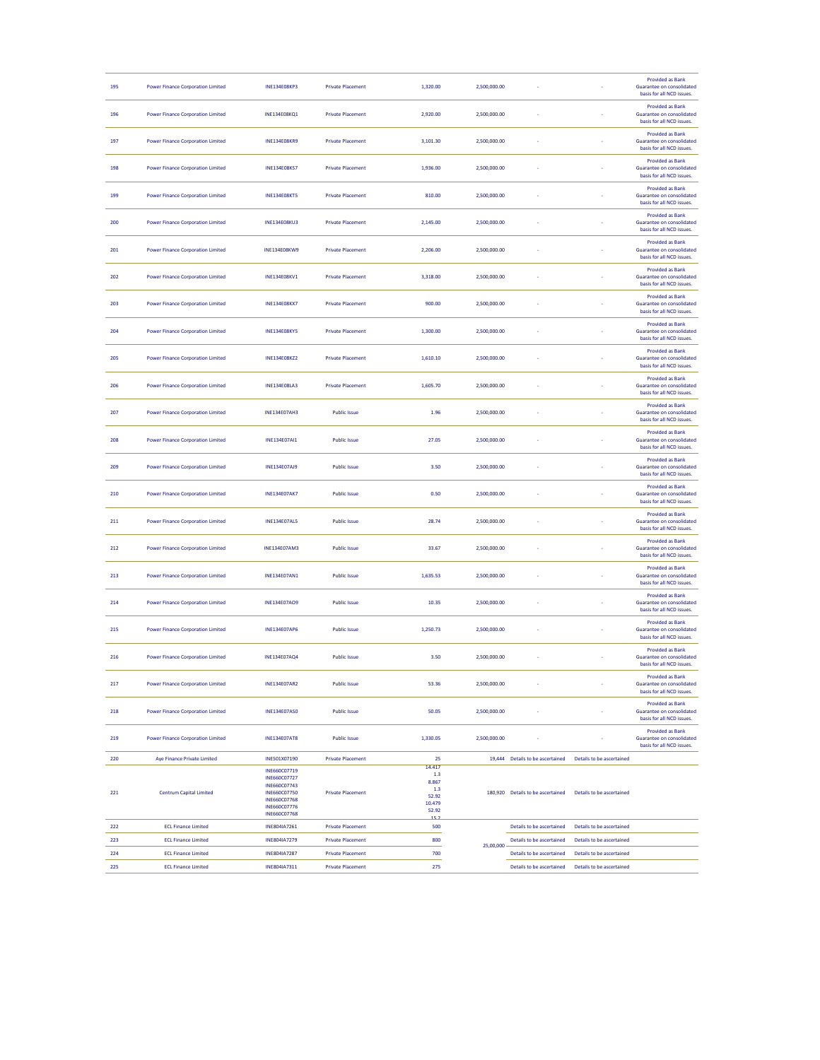| | | | | | | | | |
|---|---|---|---|---|---|---|---|---|
| 195 | Power Finance Corporation Limited | INE134E08KP3 | Private Placement | 1,320.00 | 2,500,000.00 | - | - | Provided as Bank Guarantee on consolidated basis for all NCD issues. |
| 196 | Power Finance Corporation Limited | INE134E08KQ1 | Private Placement | 2,920.00 | 2,500,000.00 | - | - | Provided as Bank Guarantee on consolidated basis for all NCD issues. |
| 197 | Power Finance Corporation Limited | INE134E08KR9 | Private Placement | 3,101.30 | 2,500,000.00 | - | - | Provided as Bank Guarantee on consolidated basis for all NCD issues. |
| 198 | Power Finance Corporation Limited | INE134E08KS7 | Private Placement | 1,936.00 | 2,500,000.00 | - | - | Provided as Bank Guarantee on consolidated basis for all NCD issues. |
| 199 | Power Finance Corporation Limited | INE134E08KT5 | Private Placement | 810.00 | 2,500,000.00 | - | - | Provided as Bank Guarantee on consolidated basis for all NCD issues. |
| 200 | Power Finance Corporation Limited | INE134E08KU3 | Private Placement | 2,145.00 | 2,500,000.00 | - | - | Provided as Bank Guarantee on consolidated basis for all NCD issues. |
| 201 | Power Finance Corporation Limited | INE134E08KW9 | Private Placement | 2,206.00 | 2,500,000.00 | - | - | Provided as Bank Guarantee on consolidated basis for all NCD issues. |
| 202 | Power Finance Corporation Limited | INE134E08KV1 | Private Placement | 3,318.00 | 2,500,000.00 | - | - | Provided as Bank Guarantee on consolidated basis for all NCD issues. |
| 203 | Power Finance Corporation Limited | INE134E08KX7 | Private Placement | 900.00 | 2,500,000.00 | - | - | Provided as Bank Guarantee on consolidated basis for all NCD issues. |
| 204 | Power Finance Corporation Limited | INE134E08KY5 | Private Placement | 1,300.00 | 2,500,000.00 | - | - | Provided as Bank Guarantee on consolidated basis for all NCD issues. |
| 205 | Power Finance Corporation Limited | INE134E08KZ2 | Private Placement | 1,610.10 | 2,500,000.00 | - | - | Provided as Bank Guarantee on consolidated basis for all NCD issues. |
| 206 | Power Finance Corporation Limited | INE134E08LA3 | Private Placement | 1,605.70 | 2,500,000.00 | - | - | Provided as Bank Guarantee on consolidated basis for all NCD issues. |
| 207 | Power Finance Corporation Limited | INE134E07AH3 | Public Issue | 1.96 | 2,500,000.00 | - | - | Provided as Bank Guarantee on consolidated basis for all NCD issues. |
| 208 | Power Finance Corporation Limited | INE134E07AI1 | Public Issue | 27.05 | 2,500,000.00 | - | - | Provided as Bank Guarantee on consolidated basis for all NCD issues. |
| 209 | Power Finance Corporation Limited | INE134E07AJ9 | Public Issue | 3.50 | 2,500,000.00 | - | - | Provided as Bank Guarantee on consolidated basis for all NCD issues. |
| 210 | Power Finance Corporation Limited | INE134E07AK7 | Public Issue | 0.50 | 2,500,000.00 | - | - | Provided as Bank Guarantee on consolidated basis for all NCD issues. |
| 211 | Power Finance Corporation Limited | INE134E07AL5 | Public Issue | 28.74 | 2,500,000.00 | - | - | Provided as Bank Guarantee on consolidated basis for all NCD issues. |
| 212 | Power Finance Corporation Limited | INE134E07AM3 | Public Issue | 33.67 | 2,500,000.00 | - | - | Provided as Bank Guarantee on consolidated basis for all NCD issues. |
| 213 | Power Finance Corporation Limited | INE134E07AN1 | Public Issue | 1,635.53 | 2,500,000.00 | - | - | Provided as Bank Guarantee on consolidated basis for all NCD issues. |
| 214 | Power Finance Corporation Limited | INE134E07AO9 | Public Issue | 10.35 | 2,500,000.00 | - | - | Provided as Bank Guarantee on consolidated basis for all NCD issues. |
| 215 | Power Finance Corporation Limited | INE134E07AP6 | Public Issue | 1,250.73 | 2,500,000.00 | - | - | Provided as Bank Guarantee on consolidated basis for all NCD issues. |
| 216 | Power Finance Corporation Limited | INE134E07AQ4 | Public Issue | 3.50 | 2,500,000.00 | - | - | Provided as Bank Guarantee on consolidated basis for all NCD issues. |
| 217 | Power Finance Corporation Limited | INE134E07AR2 | Public Issue | 53.36 | 2,500,000.00 | - | - | Provided as Bank Guarantee on consolidated basis for all NCD issues. |
| 218 | Power Finance Corporation Limited | INE134E07AS0 | Public Issue | 50.05 | 2,500,000.00 | - | - | Provided as Bank Guarantee on consolidated basis for all NCD issues. |
| 219 | Power Finance Corporation Limited | INE134E07AT8 | Public Issue | 1,330.05 | 2,500,000.00 | - | - | Provided as Bank Guarantee on consolidated basis for all NCD issues. |
| 220 | Aye Finance Private Limited | INE501X07190 | Private Placement | 25 | 19,444 | Details to be ascertained | Details to be ascertained | |
| 221 | Centrum Capital Limited | INE660C07719<br>INE660C07727<br>INE660C07743<br>INE660C07750<br>INE660C07768<br>INE660C07776<br>INE660C07768 | Private Placement | 14.417<br>1.3<br>8.867<br>1.3<br>52.92<br>10.479<br>52.92<br>15.2 | 180,920 | Details to be ascertained | Details to be ascertained | |
| 222 | ECL Finance Limited | INE804IA7261 | Private Placement | 500 | 25,00,000 | Details to be ascertained | Details to be ascertained | |
| 223 | ECL Finance Limited | INE804IA7279 | Private Placement | 800 | | Details to be ascertained | Details to be ascertained | |
| 224 | ECL Finance Limited | INE804IA7287 | Private Placement | 700 | | Details to be ascertained | Details to be ascertained | |
| 225 | ECL Finance Limited | INE804IA7311 | Private Placement | 275 | | Details to be ascertained | Details to be ascertained | |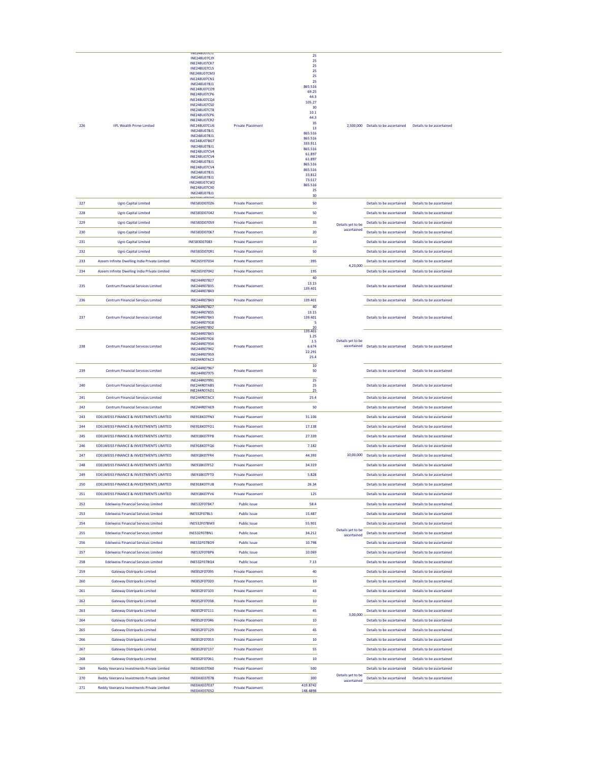| | | | | | | | |
|---|---|---|---|---|---|---|---|
| 226 | IIFL Wealth Prime Limited | INE248U07CI1<br>INE248U07CJ9<br>INE248U07CK7<br>INE248U07CL5<br>INE248U07CM3<br>INE248U07CN1<br>INE248U07BJ1<br>INE248U07CO9<br>INE248U07CP6<br>INE248U07CQ4<br>INE248U07CS0<br>INE248U07CT8<br>INE248U07CP6<br>INE248U07CR2<br>INE248U07CU6<br>INE248U07BJ1<br>INE248U07BJ1<br>INE248U07BG7<br>INE248U07BJ1<br>INE248U07CV4<br>INE248U07CV4<br>INE248U07BJ1<br>INE248U07CV4<br>INE248U07BJ1<br>INE248U07BJ1<br>INE248U07CW2<br>INE248U07CX0<br>INE248U07BJ1 | Private Placement | 25<br>25<br>25<br>25<br>25<br>25<br>865.516<br>69.25<br>44.3<br>105.27<br>30<br>10.1<br>44.3<br>35<br>13<br>865.516<br>865.516<br>333.911<br>865.516<br>61.897<br>61.897<br>865.516<br>865.516<br>33.812<br>73.517<br>865.516<br>25<br>30 | 2,500,000 | Details to be ascertained | Details to be ascertained |
| 227 | Ugro Capital Limited | INE583D07026 | Private Placement | 50 | Details yet to be ascertained | Details to be ascertained | Details to be ascertained |
| 228 | Ugro Capital Limited | INE583D07042 | Private Placement | 50 | | Details to be ascertained | Details to be ascertained |
| 229 | Ugro Capital Limited | INE583D07059 | Private Placement | 35 | | Details to be ascertained | Details to be ascertained |
| 230 | Ugro Capital Limited | INE583D07067 | Private Placement | 20 | | Details to be ascertained | Details to be ascertained |
| 231 | Ugro Capital Limited | INE583D07083 | Private Placement | 10 | | Details to be ascertained | Details to be ascertained |
| 232 | Ugro Capital Limited | INE583D07091 | Private Placement | 50 | | Details to be ascertained | Details to be ascertained |
| 233 | Azeem Infinite Dwelling India Private Limited | INE265Y07034 | Private Placement | 395 | 4,23,000 | Details to be ascertained | Details to be ascertained |
| 234 | Azeem Infinite Dwelling India Private Limited | INE265Y07042 | Private Placement | 195 | | Details to be ascertained | Details to be ascertained |
| 235 | Centrum Financial Services Limited | INE244R07827<br>INE244R07835<br>INE244R07843 | Private Placement | 40<br>13.15<br>139.401 | Details yet to be ascertained | Details to be ascertained | Details to be ascertained |
| 236 | Centrum Financial Services Limited | INE244R07843 | Private Placement | 139.401 | | Details to be ascertained | Details to be ascertained |
| 237 | Centrum Financial Services Limited | INE244R07827<br>INE244R07835<br>INE244R07843<br>INE244R07918<br>INE244R07892 | Private Placement | 40<br>13.15<br>139.401<br>5<br>20 | | Details to be ascertained | Details to be ascertained |
| 238 | Centrum Financial Services Limited | INE244R07843<br>INE244R07926<br>INE244R07934<br>INE244R07942<br>INE244R07959<br>INE244R07AC3 | Private Placement | 139.401<br>1.25<br>1.5<br>6.674<br>22.291<br>25.4 | | Details to be ascertained | Details to be ascertained |
| 239 | Centrum Financial Services Limited | INE244R07967<br>INE244R07975 | Private Placement | 10<br>50 | | Details to be ascertained | Details to be ascertained |
| 240 | Centrum Financial Services Limited | INE244R07991<br>INE244R07AB5<br>INE244R07AD1 | Private Placement | 25<br>25<br>25 | | Details to be ascertained | Details to be ascertained |
| 241 | Centrum Financial Services Limited | INE244R07AC3 | Private Placement | 25.4 | | Details to be ascertained | Details to be ascertained |
| 242 | Centrum Financial Services Limited | INE244R07AE9 | Private Placement | 50 | | Details to be ascertained | Details to be ascertained |
| 243 | EDELWEISS FINANCE & INVESTMENTS LIMITED | INE918K07FN3 | Private Placement | 31.106 | 10,00,000 | Details to be ascertained | Details to be ascertained |
| 244 | EDELWEISS FINANCE & INVESTMENTS LIMITED | INE918K07FO1 | Private Placement | 17.138 | | Details to be ascertained | Details to be ascertained |
| 245 | EDELWEISS FINANCE & INVESTMENTS LIMITED | INE918K07FP8 | Private Placement | 27.339 | | Details to be ascertained | Details to be ascertained |
| 246 | EDELWEISS FINANCE & INVESTMENTS LIMITED | INE918K07FQ6 | Private Placement | 7.182 | | Details to be ascertained | Details to be ascertained |
| 247 | EDELWEISS FINANCE & INVESTMENTS LIMITED | INE918K07FR4 | Private Placement | 44.393 | | Details to be ascertained | Details to be ascertained |
| 248 | EDELWEISS FINANCE & INVESTMENTS LIMITED | INE918K07FS2 | Private Placement | 34.319 | | Details to be ascertained | Details to be ascertained |
| 249 | EDELWEISS FINANCE & INVESTMENTS LIMITED | INE918K07FT0 | Private Placement | 5.828 | | Details to be ascertained | Details to be ascertained |
| 250 | EDELWEISS FINANCE & INVESTMENTS LIMITED | INE918K07FU8 | Private Placement | 26.34 | | Details to be ascertained | Details to be ascertained |
| 251 | EDELWEISS FINANCE & INVESTMENTS LIMITED | INE918K07FV6 | Private Placement | 125 | | Details to be ascertained | Details to be ascertained |
| 252 | Edelweiss Financial Services Limited | INE532F07BK7 | Public Issue | 58.4 | Details yet to be ascertained | Details to be ascertained | Details to be ascertained |
| 253 | Edelweiss Financial Services Limited | INE532F07BL5 | Public Issue | 15.487 | | Details to be ascertained | Details to be ascertained |
| 254 | Edelweiss Financial Services Limited | INE532F07BM3 | Public Issue | 55.901 | | Details to be ascertained | Details to be ascertained |
| 255 | Edelweiss Financial Services Limited | INE532F07BN1 | Public Issue | 34.212 | | Details to be ascertained | Details to be ascertained |
| 256 | Edelweiss Financial Services Limited | INE532F07BO9 | Public Issue | 10.798 | | Details to be ascertained | Details to be ascertained |
| 257 | Edelweiss Financial Services Limited | INE532F07BP6 | Public Issue | 10.069 | | Details to be ascertained | Details to be ascertained |
| 258 | Edelweiss Financial Services Limited | INE532F07BQ4 | Public Issue | 7.13 | | Details to be ascertained | Details to be ascertained |
| 259 | Gateway Distriparks Limited | INE852F07095 | Private Placement | 40 | 3,00,000 | Details to be ascertained | Details to be ascertained |
| 260 | Gateway Distriparks Limited | INE852F07020 | Private Placement | 10 | | Details to be ascertained | Details to be ascertained |
| 261 | Gateway Distriparks Limited | INE852F07103 | Private Placement | 43 | | Details to be ascertained | Details to be ascertained |
| 262 | Gateway Distriparks Limited | INE852F07038 | Private Placement | 10 | | Details to be ascertained | Details to be ascertained |
| 263 | Gateway Distriparks Limited | INE852F07111 | Private Placement | 45 | | Details to be ascertained | Details to be ascertained |
| 264 | Gateway Distriparks Limited | INE852F07046 | Private Placement | 10 | | Details to be ascertained | Details to be ascertained |
| 265 | Gateway Distriparks Limited | INE852F07129 | Private Placement | 45 | | Details to be ascertained | Details to be ascertained |
| 266 | Gateway Distriparks Limited | INE852F07053 | Private Placement | 10 | | Details to be ascertained | Details to be ascertained |
| 267 | Gateway Distriparks Limited | INE852F07137 | Private Placement | 55 | | Details to be ascertained | Details to be ascertained |
| 268 | Gateway Distriparks Limited | INE852F07061 | Private Placement | 10 | | Details to be ascertained | Details to be ascertained |
| 269 | Reddy Veeranna Investments Private Limited | INE0AXE07060 | Private Placement | 500 | Details yet to be ascertained | Details to be ascertained | Details to be ascertained |
| 270 | Reddy Veeranna Investments Private Limited | INE0AXE07078 | Private Placement | 300 | | Details to be ascertained | Details to be ascertained |
| 271 | Reddy Veeranna Investments Private Limited | INE0AXE07037<br>INE0AXE07052 | Private Placement | 419.8742<br>148.4898 | | | |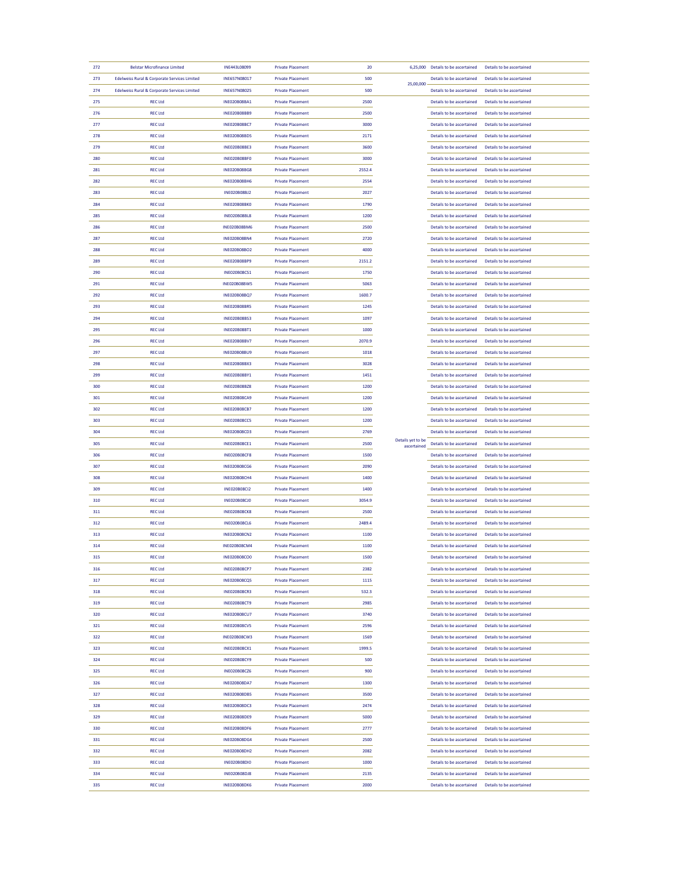| | | | | | | | |
|---|---|---|---|---|---|---|---|
| 272 | Belstar Microfinance Limited | INE443L08099 | Private Placement | 20 | 6,25,000 | Details to be ascertained | Details to be ascertained |
| 273 | Edelweiss Rural & Corporate Services Limited | INE657N08017 | Private Placement | 500 | 25,00,000 | Details to be ascertained | Details to be ascertained |
| 274 | Edelweiss Rural & Corporate Services Limited | INE657N08025 | Private Placement | 500 | | Details to be ascertained | Details to be ascertained |
| 275 | REC Ltd | INE020B08BA1 | Private Placement | 2500 | Details yet to be ascertained | Details to be ascertained | Details to be ascertained |
| 276 | REC Ltd | INE020B08BB9 | Private Placement | 2500 | | Details to be ascertained | Details to be ascertained |
| 277 | REC Ltd | INE020B08BC7 | Private Placement | 3000 | | Details to be ascertained | Details to be ascertained |
| 278 | REC Ltd | INE020B08BD5 | Private Placement | 2171 | | Details to be ascertained | Details to be ascertained |
| 279 | REC Ltd | INE020B08BE3 | Private Placement | 3600 | | Details to be ascertained | Details to be ascertained |
| 280 | REC Ltd | INE020B08BF0 | Private Placement | 3000 | | Details to be ascertained | Details to be ascertained |
| 281 | REC Ltd | INE020B08BG8 | Private Placement | 2552.4 | | Details to be ascertained | Details to be ascertained |
| 282 | REC Ltd | INE020B08BH6 | Private Placement | 2554 | | Details to be ascertained | Details to be ascertained |
| 283 | REC Ltd | INE020B08BJ2 | Private Placement | 2027 | | Details to be ascertained | Details to be ascertained |
| 284 | REC Ltd | INE020B08BK0 | Private Placement | 1790 | | Details to be ascertained | Details to be ascertained |
| 285 | REC Ltd | INE020B08BL8 | Private Placement | 1200 | | Details to be ascertained | Details to be ascertained |
| 286 | REC Ltd | INE020B08BM6 | Private Placement | 2500 | | Details to be ascertained | Details to be ascertained |
| 287 | REC Ltd | INE020B08BN4 | Private Placement | 2720 | | Details to be ascertained | Details to be ascertained |
| 288 | REC Ltd | INE020B08BO2 | Private Placement | 4000 | | Details to be ascertained | Details to be ascertained |
| 289 | REC Ltd | INE020B08BP9 | Private Placement | 2151.2 | | Details to be ascertained | Details to be ascertained |
| 290 | REC Ltd | INE020B08CS1 | Private Placement | 1750 | | Details to be ascertained | Details to be ascertained |
| 291 | REC Ltd | INE020B08BW5 | Private Placement | 5063 | | Details to be ascertained | Details to be ascertained |
| 292 | REC Ltd | INE020B08BQ7 | Private Placement | 1600.7 | | Details to be ascertained | Details to be ascertained |
| 293 | REC Ltd | INE020B08BR5 | Private Placement | 1245 | | Details to be ascertained | Details to be ascertained |
| 294 | REC Ltd | INE020B08BS3 | Private Placement | 1097 | | Details to be ascertained | Details to be ascertained |
| 295 | REC Ltd | INE020B08BT1 | Private Placement | 1000 | | Details to be ascertained | Details to be ascertained |
| 296 | REC Ltd | INE020B08BV7 | Private Placement | 2070.9 | | Details to be ascertained | Details to be ascertained |
| 297 | REC Ltd | INE020B08BU9 | Private Placement | 1018 | | Details to be ascertained | Details to be ascertained |
| 298 | REC Ltd | INE020B08BX3 | Private Placement | 3028 | | Details to be ascertained | Details to be ascertained |
| 299 | REC Ltd | INE020B08BY1 | Private Placement | 1451 | | Details to be ascertained | Details to be ascertained |
| 300 | REC Ltd | INE020B08BZ8 | Private Placement | 1200 | | Details to be ascertained | Details to be ascertained |
| 301 | REC Ltd | INE020B08CA9 | Private Placement | 1200 | | Details to be ascertained | Details to be ascertained |
| 302 | REC Ltd | INE020B08CB7 | Private Placement | 1200 | | Details to be ascertained | Details to be ascertained |
| 303 | REC Ltd | INE020B08CC5 | Private Placement | 1200 | | Details to be ascertained | Details to be ascertained |
| 304 | REC Ltd | INE020B08CD3 | Private Placement | 2769 | | Details to be ascertained | Details to be ascertained |
| 305 | REC Ltd | INE020B08CE1 | Private Placement | 2500 | | Details to be ascertained | Details to be ascertained |
| 306 | REC Ltd | INE020B08CF8 | Private Placement | 1500 | | Details to be ascertained | Details to be ascertained |
| 307 | REC Ltd | INE020B08CG6 | Private Placement | 2090 | | Details to be ascertained | Details to be ascertained |
| 308 | REC Ltd | INE020B08CH4 | Private Placement | 1400 | | Details to be ascertained | Details to be ascertained |
| 309 | REC Ltd | INE020B08CI2 | Private Placement | 1400 | | Details to be ascertained | Details to be ascertained |
| 310 | REC Ltd | INE020B08CJ0 | Private Placement | 3054.9 | | Details to be ascertained | Details to be ascertained |
| 311 | REC Ltd | INE020B08CK8 | Private Placement | 2500 | | Details to be ascertained | Details to be ascertained |
| 312 | REC Ltd | INE020B08CL6 | Private Placement | 2489.4 | | Details to be ascertained | Details to be ascertained |
| 313 | REC Ltd | INE020B08CN2 | Private Placement | 1100 | | Details to be ascertained | Details to be ascertained |
| 314 | REC Ltd | INE020B08CM4 | Private Placement | 1100 | | Details to be ascertained | Details to be ascertained |
| 315 | REC Ltd | INE020B08CO0 | Private Placement | 1500 | | Details to be ascertained | Details to be ascertained |
| 316 | REC Ltd | INE020B08CP7 | Private Placement | 2382 | | Details to be ascertained | Details to be ascertained |
| 317 | REC Ltd | INE020B08CQ5 | Private Placement | 1115 | | Details to be ascertained | Details to be ascertained |
| 318 | REC Ltd | INE020B08CR3 | Private Placement | 532.3 | | Details to be ascertained | Details to be ascertained |
| 319 | REC Ltd | INE020B08CT9 | Private Placement | 2985 | | Details to be ascertained | Details to be ascertained |
| 320 | REC Ltd | INE020B08CU7 | Private Placement | 3740 | | Details to be ascertained | Details to be ascertained |
| 321 | REC Ltd | INE020B08CV5 | Private Placement | 2596 | | Details to be ascertained | Details to be ascertained |
| 322 | REC Ltd | INE020B08CW3 | Private Placement | 1569 | | Details to be ascertained | Details to be ascertained |
| 323 | REC Ltd | INE020B08CX1 | Private Placement | 1999.5 | | Details to be ascertained | Details to be ascertained |
| 324 | REC Ltd | INE020B08CY9 | Private Placement | 500 | | Details to be ascertained | Details to be ascertained |
| 325 | REC Ltd | INE020B08CZ6 | Private Placement | 900 | | Details to be ascertained | Details to be ascertained |
| 326 | REC Ltd | INE020B08DA7 | Private Placement | 1300 | | Details to be ascertained | Details to be ascertained |
| 327 | REC Ltd | INE020B08DB5 | Private Placement | 3500 | | Details to be ascertained | Details to be ascertained |
| 328 | REC Ltd | INE020B08DC3 | Private Placement | 2474 | | Details to be ascertained | Details to be ascertained |
| 329 | REC Ltd | INE020B08DE9 | Private Placement | 5000 | | Details to be ascertained | Details to be ascertained |
| 330 | REC Ltd | INE020B08DF6 | Private Placement | 2777 | | Details to be ascertained | Details to be ascertained |
| 331 | REC Ltd | INE020B08DG4 | Private Placement | 2500 | | Details to be ascertained | Details to be ascertained |
| 332 | REC Ltd | INE020B08DH2 | Private Placement | 2082 | | Details to be ascertained | Details to be ascertained |
| 333 | REC Ltd | INE020B08DI0 | Private Placement | 1000 | | Details to be ascertained | Details to be ascertained |
| 334 | REC Ltd | INE020B08DJ8 | Private Placement | 2135 | | Details to be ascertained | Details to be ascertained |
| 335 | REC Ltd | INE020B08DK6 | Private Placement | 2000 | | Details to be ascertained | Details to be ascertained |